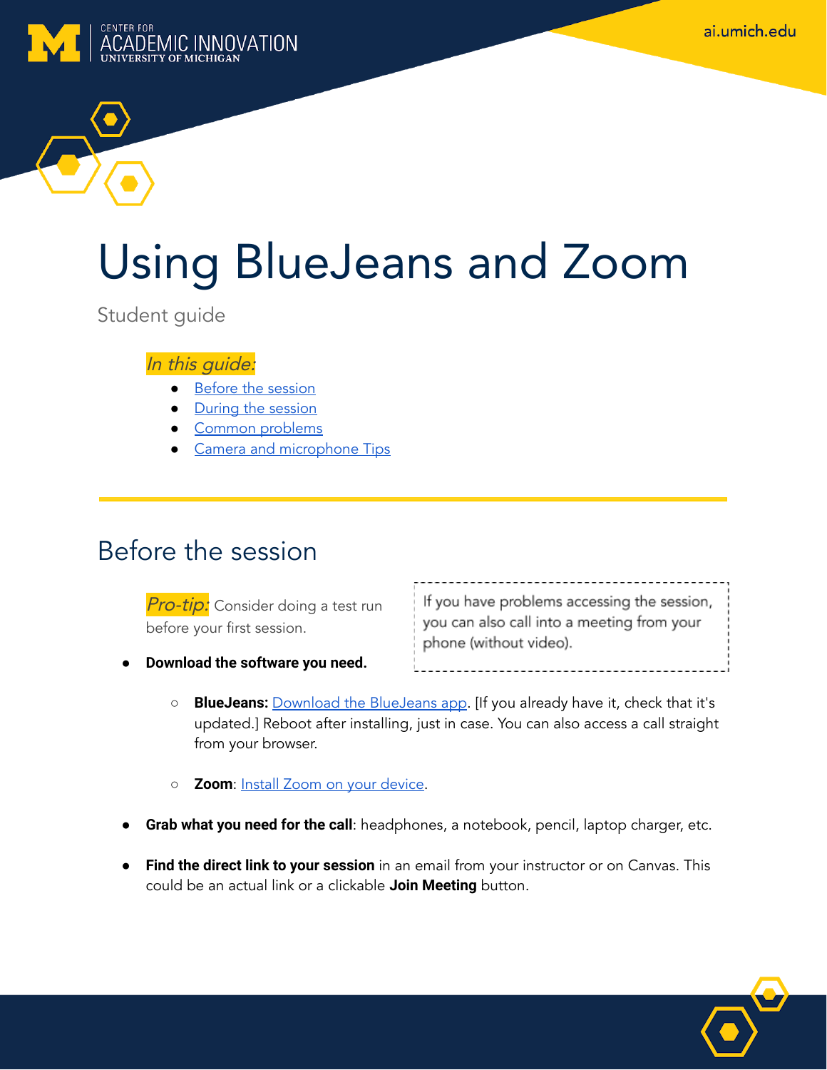# Using BlueJeans and Zoom

Student guide

*In this guide:*

- Before the session
- During the session
- Common problems
- Camera and microphone Tips

## Before the session

*Pro-tip:* Consider doing a test run before your first session.

> If you have problems accessing the session, you can also call into a meeting from your phone (without video).

- **Download the software you need.**
  - **BlueJeans:** Download the BlueJeans app. [If you already have it, check that it's updated.] Reboot after installing, just in case. You can also access a call straight from your browser.
  - **Zoom**: Install Zoom on your device.
- **Grab what you need for the call**: headphones, a notebook, pencil, laptop charger, etc.
- **Find the direct link to your session** in an email from your instructor or on Canvas. This could be an actual link or a clickable **Join Meeting** button.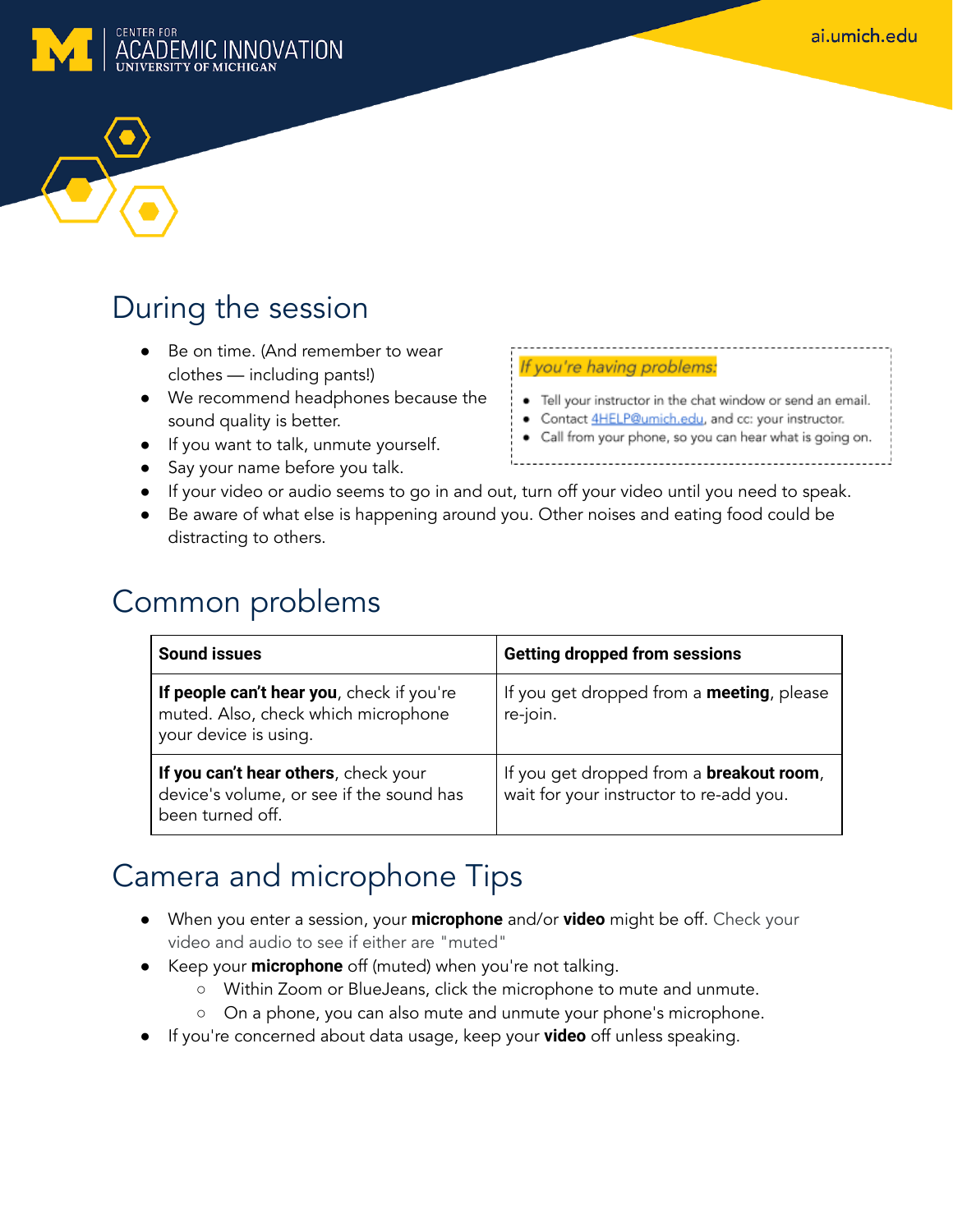## During the session

- Be on time. (And remember to wear clothes — including pants!)
- We recommend headphones because the sound quality is better.
- If you want to talk, unmute yourself.
- Say your name before you talk.
- If your video or audio seems to go in and out, turn off your video until you need to speak.
- Be aware of what else is happening around you. Other noises and eating food could be distracting to others.

*If you're having problems:*

- Tell your instructor in the chat window or send an email.
- Contact 4HELP@umich.edu, and cc: your instructor.
- Call from your phone, so you can hear what is going on.

## Common problems

| **Sound issues** | **Getting dropped from sessions** |
| --- | --- |
| **If people can't hear you**, check if you're muted. Also, check which microphone your device is using. | If you get dropped from a **meeting**, please re-join. |
| **If you can't hear others**, check your device's volume, or see if the sound has been turned off. | If you get dropped from a **breakout room**, wait for your instructor to re-add you. |

## Camera and microphone Tips

- When you enter a session, your **microphone** and/or **video** might be off. Check your video and audio to see if either are "muted"
- Keep your **microphone** off (muted) when you're not talking.
  - Within Zoom or BlueJeans, click the microphone to mute and unmute.
  - On a phone, you can also mute and unmute your phone's microphone.
- If you're concerned about data usage, keep your **video** off unless speaking.